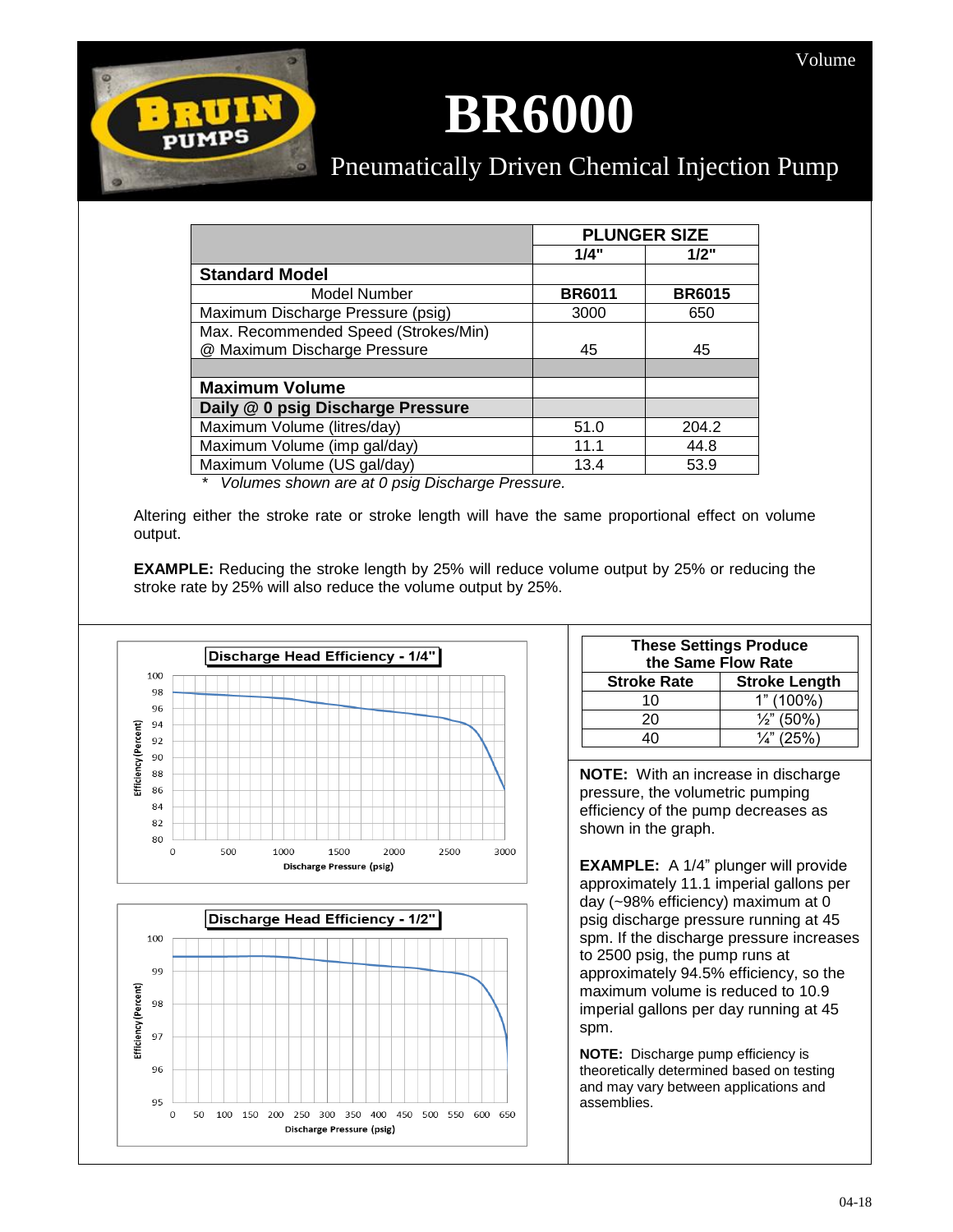# BR6000

## Pneumatically Driven Chemical Injection Pump

| | PLUNGER SIZE | |
|---|---|---|
| | **1/4"** | **1/2"** |
| **Standard Model** | | |
| Model Number | **BR6011** | **BR6015** |
| Maximum Discharge Pressure (psig) | 3000 | 650 |
| Max. Recommended Speed (Strokes/Min) @ Maximum Discharge Pressure | 45 | 45 |
| | | |
| **Maximum Volume** | | |
| **Daily @ 0 psig Discharge Pressure** | | |
| Maximum Volume (litres/day) | 51.0 | 204.2 |
| Maximum Volume (imp gal/day) | 11.1 | 44.8 |
| Maximum Volume (US gal/day) | 13.4 | 53.9 |

\* *Volumes shown are at 0 psig Discharge Pressure.*

Altering either the stroke rate or stroke length will have the same proportional effect on volume output.

**EXAMPLE:** Reducing the stroke length by 25% will reduce volume output by 25% or reducing the stroke rate by 25% will also reduce the volume output by 25%.

**Discharge Head Efficiency - 1/4"**

**Discharge Head Efficiency - 1/2"**

| These Settings Produce the Same Flow Rate | |
|---|---|
| **Stroke Rate** | **Stroke Length** |
| 10 | 1" (100%) |
| 20 | ½" (50%) |
| 40 | ¼" (25%) |

**NOTE:** With an increase in discharge pressure, the volumetric pumping efficiency of the pump decreases as shown in the graph.

**EXAMPLE:** A 1/4" plunger will provide approximately 11.1 imperial gallons per day (~98% efficiency) maximum at 0 psig discharge pressure running at 45 spm. If the discharge pressure increases to 2500 psig, the pump runs at approximately 94.5% efficiency, so the maximum volume is reduced to 10.9 imperial gallons per day running at 45 spm.

**NOTE:** Discharge pump efficiency is theoretically determined based on testing and may vary between applications and assemblies.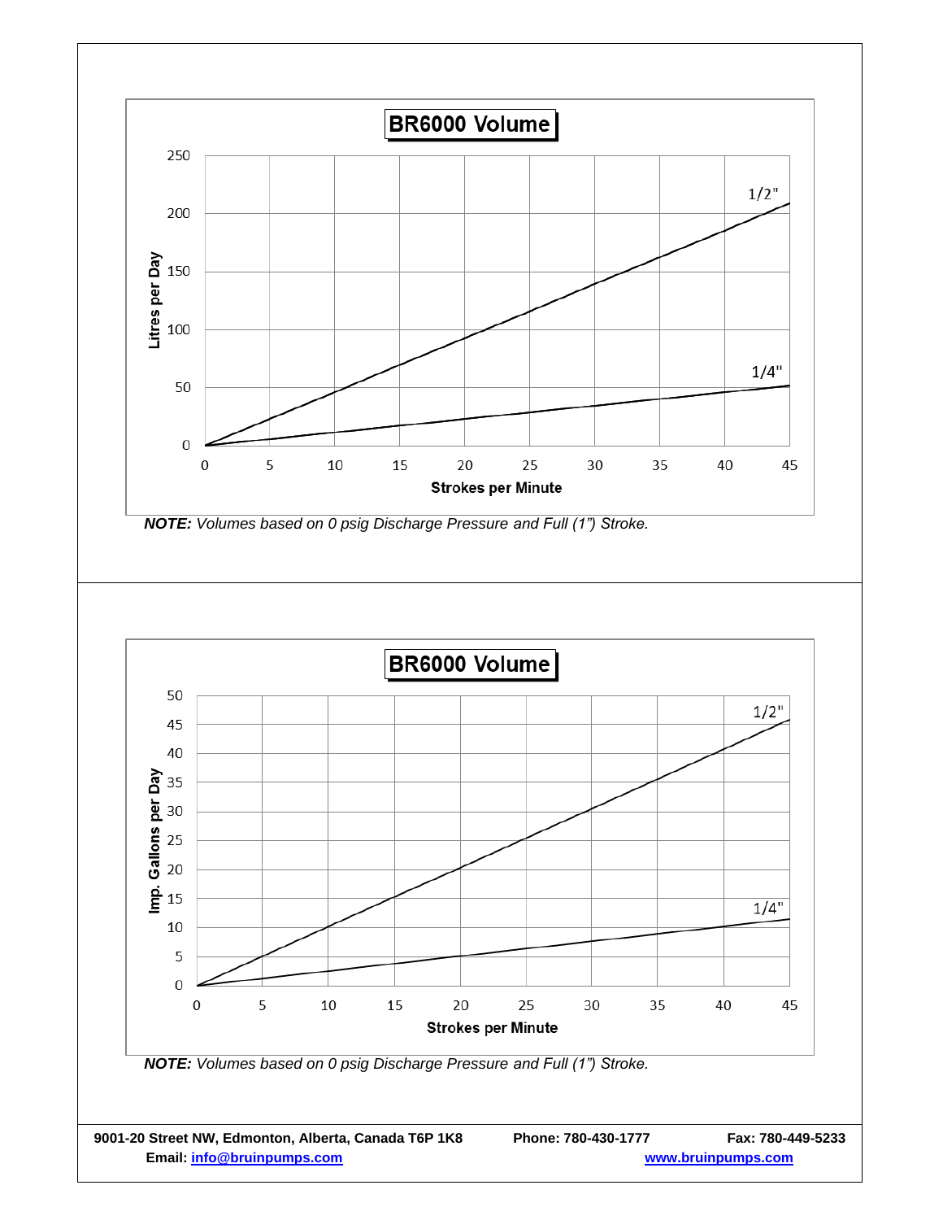## BR6000 Volume

Litres per Day

250
200
150
100
50
0

0 5 10 15 20 25 30 35 40 45

Strokes per Minute

1/2"

1/4"

***NOTE:*** *Volumes based on 0 psig Discharge Pressure and Full (1") Stroke.*

## BR6000 Volume

Imp. Gallons per Day

50
45
40
35
30
25
20
15
10
5
0

0 5 10 15 20 25 30 35 40 45

Strokes per Minute

1/2"

1/4"

***NOTE:*** *Volumes based on 0 psig Discharge Pressure and Full (1") Stroke.*

**9001-20 Street NW, Edmonton, Alberta, Canada T6P 1K8** **Phone: 780-430-1777** **Fax: 780-449-5233**

**Email: info@bruinpumps.com** **www.bruinpumps.com**